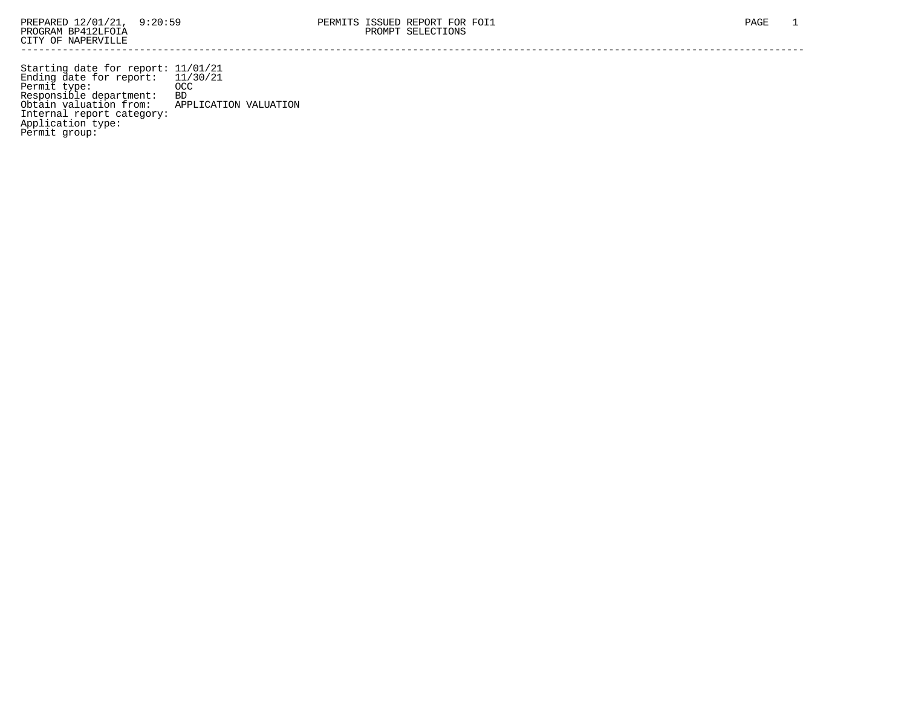PREPARED 12/01/21, 9:20:59
PROGRAM BP412LFOIA
CITY OF NAPERVILLE

PERMITS ISSUED REPORT FOR FOI1
PROMPT SELECTIONS

Starting date for report: 11/01/21
Ending date for report: 11/30/21
Permit type: OCC
Responsible department: BD
Obtain valuation from: APPLICATION VALUATION
Internal report category:
Application type:
Permit group: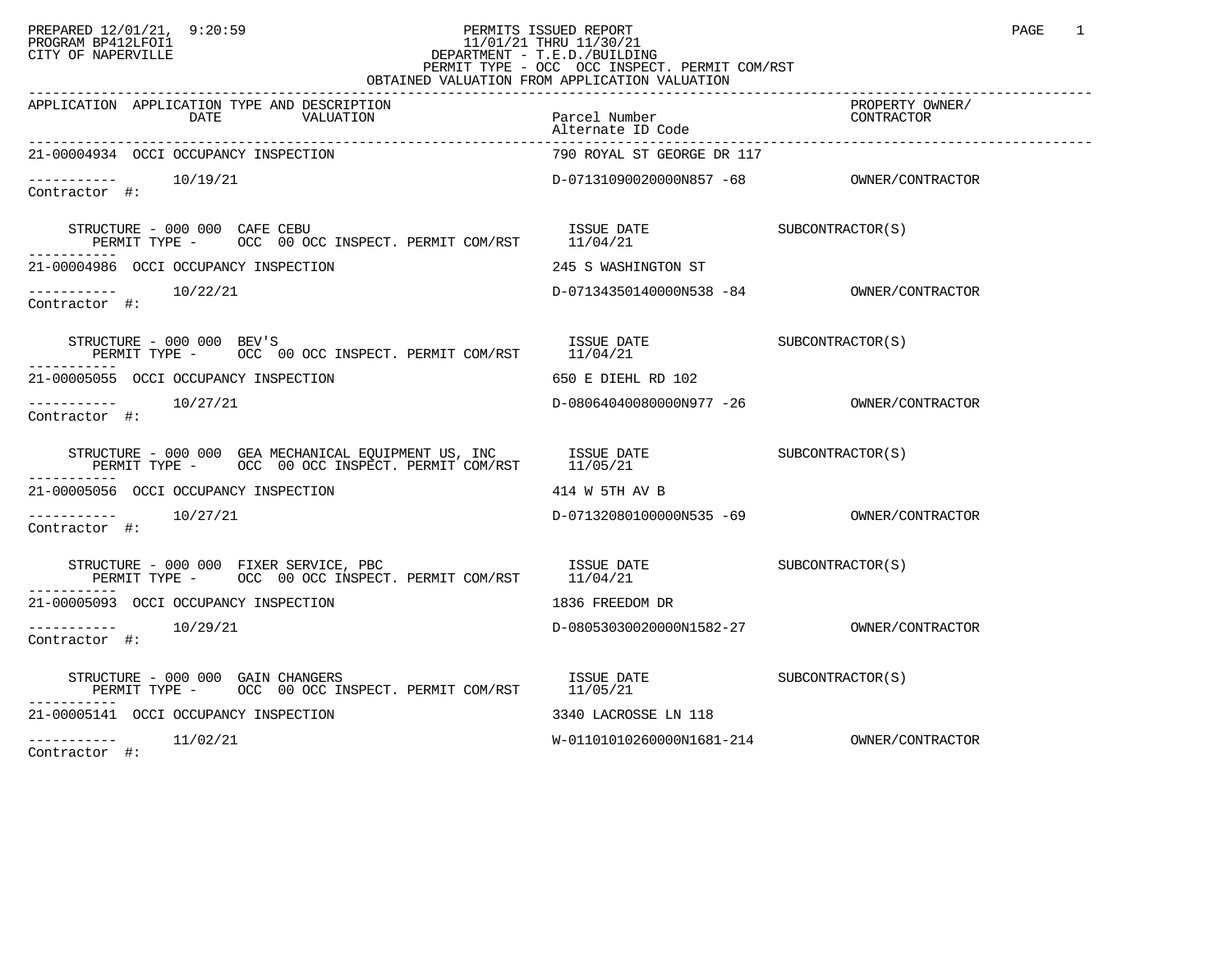PREPARED 12/01/21, 9:20:59
PROGRAM BP412LFOI1
CITY OF NAPERVILLE

PERMITS ISSUED REPORT
11/01/21 THRU 11/30/21
DEPARTMENT - T.E.D./BUILDING
PERMIT TYPE - OCC OCC INSPECT. PERMIT COM/RST
OBTAINED VALUATION FROM APPLICATION VALUATION

| APPLICATION | APPLICATION TYPE AND DESCRIPTION DATE VALUATION | Parcel Number Alternate ID Code | PROPERTY OWNER/ CONTRACTOR |
|---|---|---|---|
| 21-00004934 | OCCI OCCUPANCY INSPECTION | 790 ROYAL ST GEORGE DR 117 | |
| ----------- | 10/19/21 | D-07131090020000N857 -68 | OWNER/CONTRACTOR |
| Contractor #: | | | |
| | STRUCTURE - 000 000 CAFE CEBU | ISSUE DATE | SUBCONTRACTOR(S) |
| | PERMIT TYPE - OCC 00 OCC INSPECT. PERMIT COM/RST | 11/04/21 | |
| 21-00004986 | OCCI OCCUPANCY INSPECTION | 245 S WASHINGTON ST | |
| ----------- | 10/22/21 | D-07134350140000N538 -84 | OWNER/CONTRACTOR |
| Contractor #: | | | |
| | STRUCTURE - 000 000 BEV'S | ISSUE DATE | SUBCONTRACTOR(S) |
| | PERMIT TYPE - OCC 00 OCC INSPECT. PERMIT COM/RST | 11/04/21 | |
| 21-00005055 | OCCI OCCUPANCY INSPECTION | 650 E DIEHL RD 102 | |
| ----------- | 10/27/21 | D-08064040080000N977 -26 | OWNER/CONTRACTOR |
| Contractor #: | | | |
| | STRUCTURE - 000 000 GEA MECHANICAL EQUIPMENT US, INC | ISSUE DATE | SUBCONTRACTOR(S) |
| | PERMIT TYPE - OCC 00 OCC INSPECT. PERMIT COM/RST | 11/05/21 | |
| 21-00005056 | OCCI OCCUPANCY INSPECTION | 414 W 5TH AV B | |
| ----------- | 10/27/21 | D-07132080100000N535 -69 | OWNER/CONTRACTOR |
| Contractor #: | | | |
| | STRUCTURE - 000 000 FIXER SERVICE, PBC | ISSUE DATE | SUBCONTRACTOR(S) |
| | PERMIT TYPE - OCC 00 OCC INSPECT. PERMIT COM/RST | 11/04/21 | |
| 21-00005093 | OCCI OCCUPANCY INSPECTION | 1836 FREEDOM DR | |
| ----------- | 10/29/21 | D-08053030020000N1582-27 | OWNER/CONTRACTOR |
| Contractor #: | | | |
| | STRUCTURE - 000 000 GAIN CHANGERS | ISSUE DATE | SUBCONTRACTOR(S) |
| | PERMIT TYPE - OCC 00 OCC INSPECT. PERMIT COM/RST | 11/05/21 | |
| 21-00005141 | OCCI OCCUPANCY INSPECTION | 3340 LACROSSE LN 118 | |
| ----------- | 11/02/21 | W-01101010260000N1681-214 | OWNER/CONTRACTOR |
| Contractor #: | | | |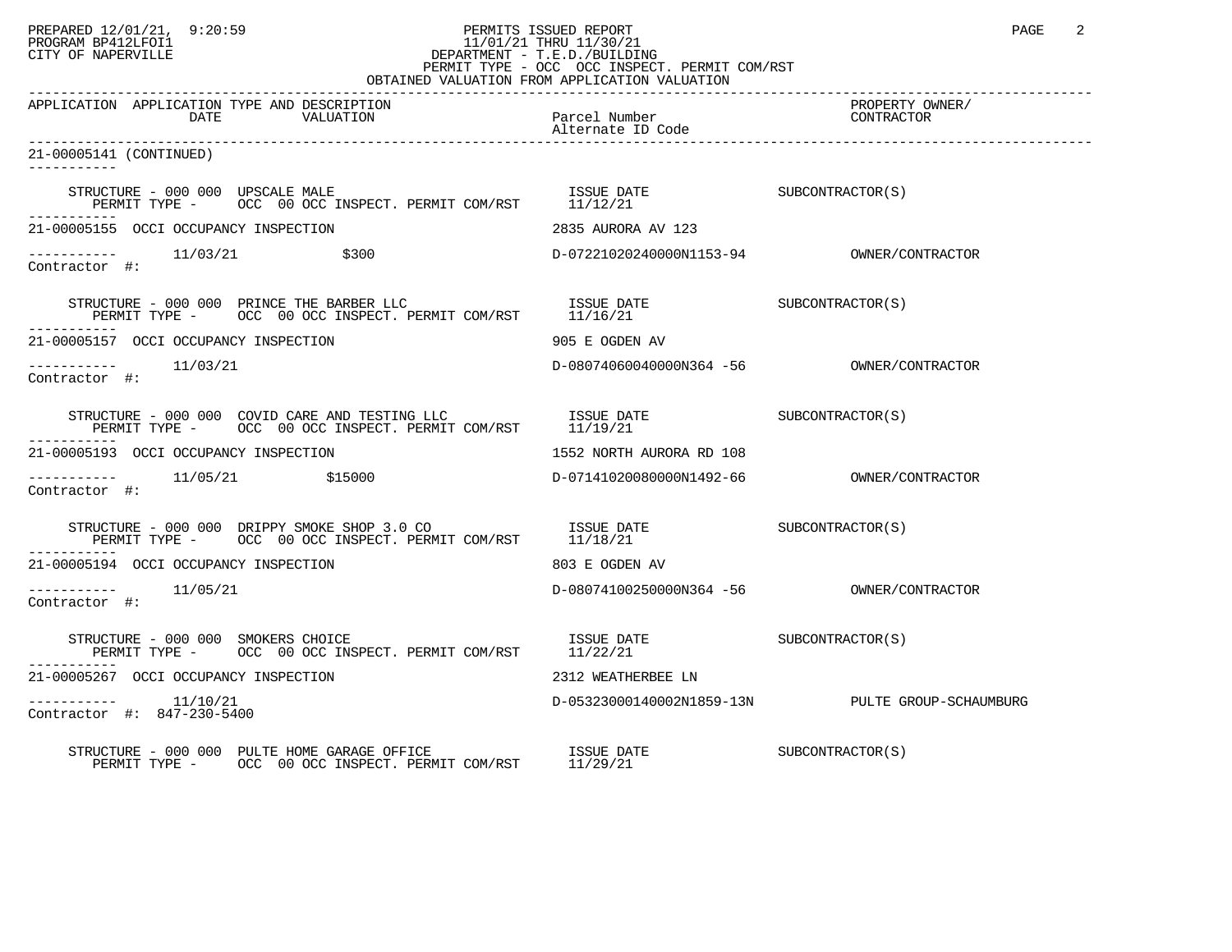PREPARED 12/01/21, 9:20:59 PERMITS ISSUED REPORT
PROGRAM BP412LFOI1 11/01/21 THRU 11/30/21
CITY OF NAPERVILLE DEPARTMENT - T.E.D./BUILDING
PERMIT TYPE - OCC OCC INSPECT. PERMIT COM/RST
OBTAINED VALUATION FROM APPLICATION VALUATION

| APPLICATION | APPLICATION TYPE AND DESCRIPTION DATE | VALUATION | Parcel Number / Alternate ID Code | PROPERTY OWNER/ CONTRACTOR |
|---|---|---|---|---|

21-00005141 (CONTINUED)

STRUCTURE - 000 000 UPSCALE MALE — ISSUE DATE 11/12/21 — SUBCONTRACTOR(S)
PERMIT TYPE - OCC 00 OCC INSPECT. PERMIT COM/RST

21-00005155 OCCI OCCUPANCY INSPECTION — 2835 AURORA AV 123
11/03/21 — $300 — D-07221020240000N1153-94 — OWNER/CONTRACTOR
Contractor #:

STRUCTURE - 000 000 PRINCE THE BARBER LLC — ISSUE DATE 11/16/21 — SUBCONTRACTOR(S)
PERMIT TYPE - OCC 00 OCC INSPECT. PERMIT COM/RST

21-00005157 OCCI OCCUPANCY INSPECTION — 905 E OGDEN AV
11/03/21 — D-08074060040000N364 -56 — OWNER/CONTRACTOR
Contractor #:

STRUCTURE - 000 000 COVID CARE AND TESTING LLC — ISSUE DATE 11/19/21 — SUBCONTRACTOR(S)
PERMIT TYPE - OCC 00 OCC INSPECT. PERMIT COM/RST

21-00005193 OCCI OCCUPANCY INSPECTION — 1552 NORTH AURORA RD 108
11/05/21 — $15000 — D-07141020080000N1492-66 — OWNER/CONTRACTOR
Contractor #:

STRUCTURE - 000 000 DRIPPY SMOKE SHOP 3.0 CO — ISSUE DATE 11/18/21 — SUBCONTRACTOR(S)
PERMIT TYPE - OCC 00 OCC INSPECT. PERMIT COM/RST

21-00005194 OCCI OCCUPANCY INSPECTION — 803 E OGDEN AV
11/05/21 — D-08074100250000N364 -56 — OWNER/CONTRACTOR
Contractor #:

STRUCTURE - 000 000 SMOKERS CHOICE — ISSUE DATE 11/22/21 — SUBCONTRACTOR(S)
PERMIT TYPE - OCC 00 OCC INSPECT. PERMIT COM/RST

21-00005267 OCCI OCCUPANCY INSPECTION — 2312 WEATHERBEE LN
11/10/21 — D-05323000140002N1859-13N — PULTE GROUP-SCHAUMBURG
Contractor #: 847-230-5400

STRUCTURE - 000 000 PULTE HOME GARAGE OFFICE — ISSUE DATE 11/29/21 — SUBCONTRACTOR(S)
PERMIT TYPE - OCC 00 OCC INSPECT. PERMIT COM/RST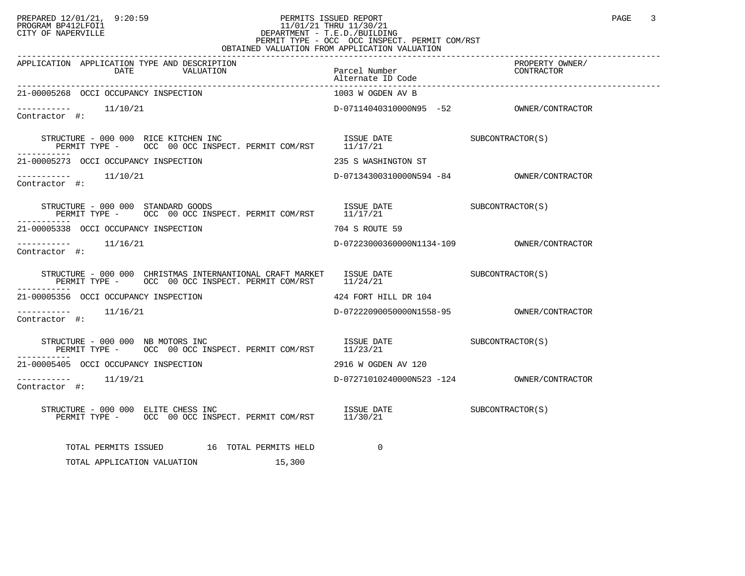PREPARED 12/01/21, 9:20:59
PROGRAM BP412LFOI1
CITY OF NAPERVILLE

PERMITS ISSUED REPORT
11/01/21 THRU 11/30/21
DEPARTMENT - T.E.D./BUILDING
PERMIT TYPE - OCC OCC INSPECT. PERMIT COM/RST
OBTAINED VALUATION FROM APPLICATION VALUATION

| APPLICATION | APPLICATION TYPE AND DESCRIPTION DATE VALUATION | Parcel Number / Alternate ID Code | PROPERTY OWNER/ CONTRACTOR |
|---|---|---|---|
| 21-00005268 | OCCI OCCUPANCY INSPECTION | 1003 W OGDEN AV B | |
| ----------- | 11/10/21 | D-07114040310000N95 -52 | OWNER/CONTRACTOR |
| Contractor #: | | | |
| | STRUCTURE - 000 000 RICE KITCHEN INC / PERMIT TYPE - OCC 00 OCC INSPECT. PERMIT COM/RST | ISSUE DATE 11/17/21 | SUBCONTRACTOR(S) |
| 21-00005273 | OCCI OCCUPANCY INSPECTION | 235 S WASHINGTON ST | |
| ----------- | 11/10/21 | D-07134300310000N594 -84 | OWNER/CONTRACTOR |
| Contractor #: | | | |
| | STRUCTURE - 000 000 STANDARD GOODS / PERMIT TYPE - OCC 00 OCC INSPECT. PERMIT COM/RST | ISSUE DATE 11/17/21 | SUBCONTRACTOR(S) |
| 21-00005338 | OCCI OCCUPANCY INSPECTION | 704 S ROUTE 59 | |
| ----------- | 11/16/21 | D-07223000360000N1134-109 | OWNER/CONTRACTOR |
| Contractor #: | | | |
| | STRUCTURE - 000 000 CHRISTMAS INTERNANTIONAL CRAFT MARKET / PERMIT TYPE - OCC 00 OCC INSPECT. PERMIT COM/RST | ISSUE DATE 11/24/21 | SUBCONTRACTOR(S) |
| 21-00005356 | OCCI OCCUPANCY INSPECTION | 424 FORT HILL DR 104 | |
| ----------- | 11/16/21 | D-07222090050000N1558-95 | OWNER/CONTRACTOR |
| Contractor #: | | | |
| | STRUCTURE - 000 000 NB MOTORS INC / PERMIT TYPE - OCC 00 OCC INSPECT. PERMIT COM/RST | ISSUE DATE 11/23/21 | SUBCONTRACTOR(S) |
| 21-00005405 | OCCI OCCUPANCY INSPECTION | 2916 W OGDEN AV 120 | |
| ----------- | 11/19/21 | D-07271010240000N523 -124 | OWNER/CONTRACTOR |
| Contractor #: | | | |
| | STRUCTURE - 000 000 ELITE CHESS INC / PERMIT TYPE - OCC 00 OCC INSPECT. PERMIT COM/RST | ISSUE DATE 11/30/21 | SUBCONTRACTOR(S) |

TOTAL PERMITS ISSUED 16 TOTAL PERMITS HELD 0

TOTAL APPLICATION VALUATION 15,300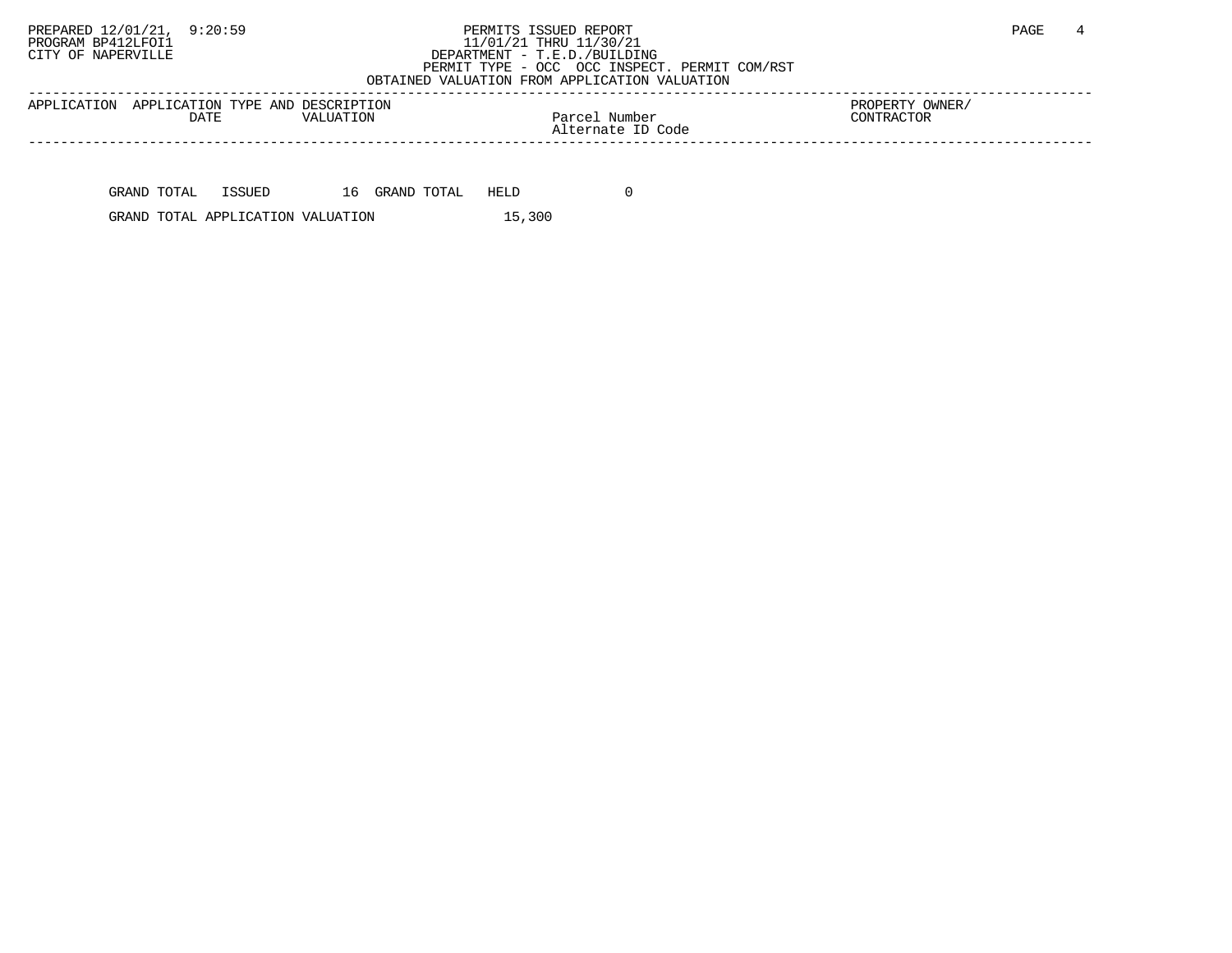PREPARED 12/01/21, 9:20:59
PROGRAM BP412LFOI1
CITY OF NAPERVILLE

PERMITS ISSUED REPORT
11/01/21 THRU 11/30/21
DEPARTMENT - T.E.D./BUILDING
PERMIT TYPE - OCC OCC INSPECT. PERMIT COM/RST
OBTAINED VALUATION FROM APPLICATION VALUATION

| APPLICATION | APPLICATION TYPE AND DESCRIPTION DATE | VALUATION | Parcel Number Alternate ID Code | PROPERTY OWNER/ CONTRACTOR |
|---|---|---|---|---|

GRAND TOTAL ISSUED 16 GRAND TOTAL HELD 0

GRAND TOTAL APPLICATION VALUATION 15,300